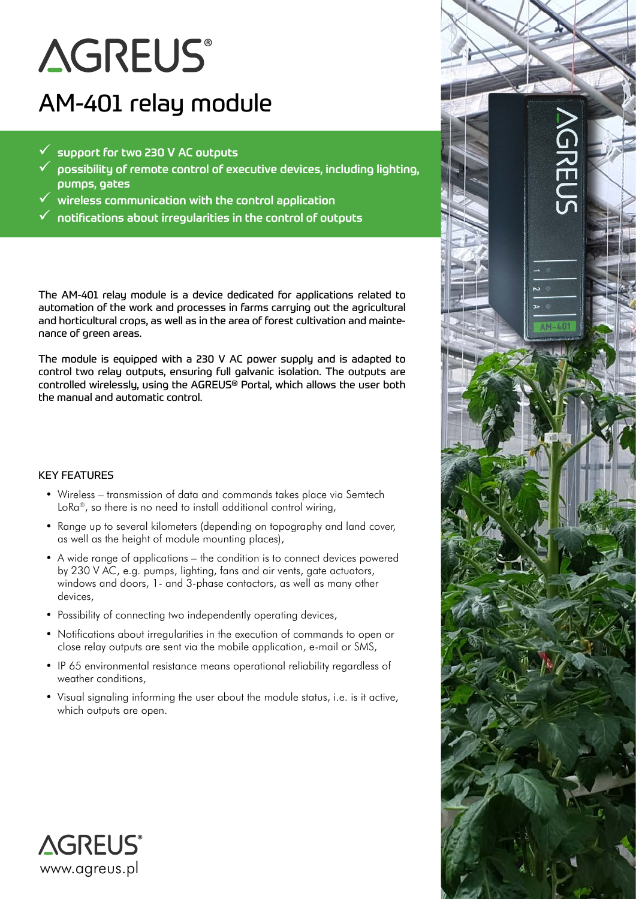# AGREUS®

## AM-401 relay module

- ✓ support for two 230 V AC outputs
- ✓ possibility of remote control of executive devices, including lighting, pumps, gates
- ✓ wireless communication with the control application
- ✓ notifications about irregularities in the control of outputs

The AM-401 relay module is a device dedicated for applications related to automation of the work and processes in farms carrying out the agricultural and horticultural crops, as well as in the area of forest cultivation and maintenance of green areas.

The module is equipped with a 230 V AC power supply and is adapted to control two relay outputs, ensuring full galvanic isolation. The outputs are controlled wirelessly, using the AGREUS® Portal, which allows the user both the manual and automatic control.

### KEY FEATURES

- Wireless – transmission of data and commands takes place via Semtech LoRa®, so there is no need to install additional control wiring,
- Range up to several kilometers (depending on topography and land cover, as well as the height of module mounting places),
- A wide range of applications – the condition is to connect devices powered by 230 V AC, e.g. pumps, lighting, fans and air vents, gate actuators, windows and doors, 1- and 3-phase contactors, as well as many other devices,
- Possibility of connecting two independently operating devices,
- Notifications about irregularities in the execution of commands to open or close relay outputs are sent via the mobile application, e-mail or SMS,
- IP 65 environmental resistance means operational reliability regardless of weather conditions,
- Visual signaling informing the user about the module status, i.e. is it active, which outputs are open.

AGREUS®
www.agreus.pl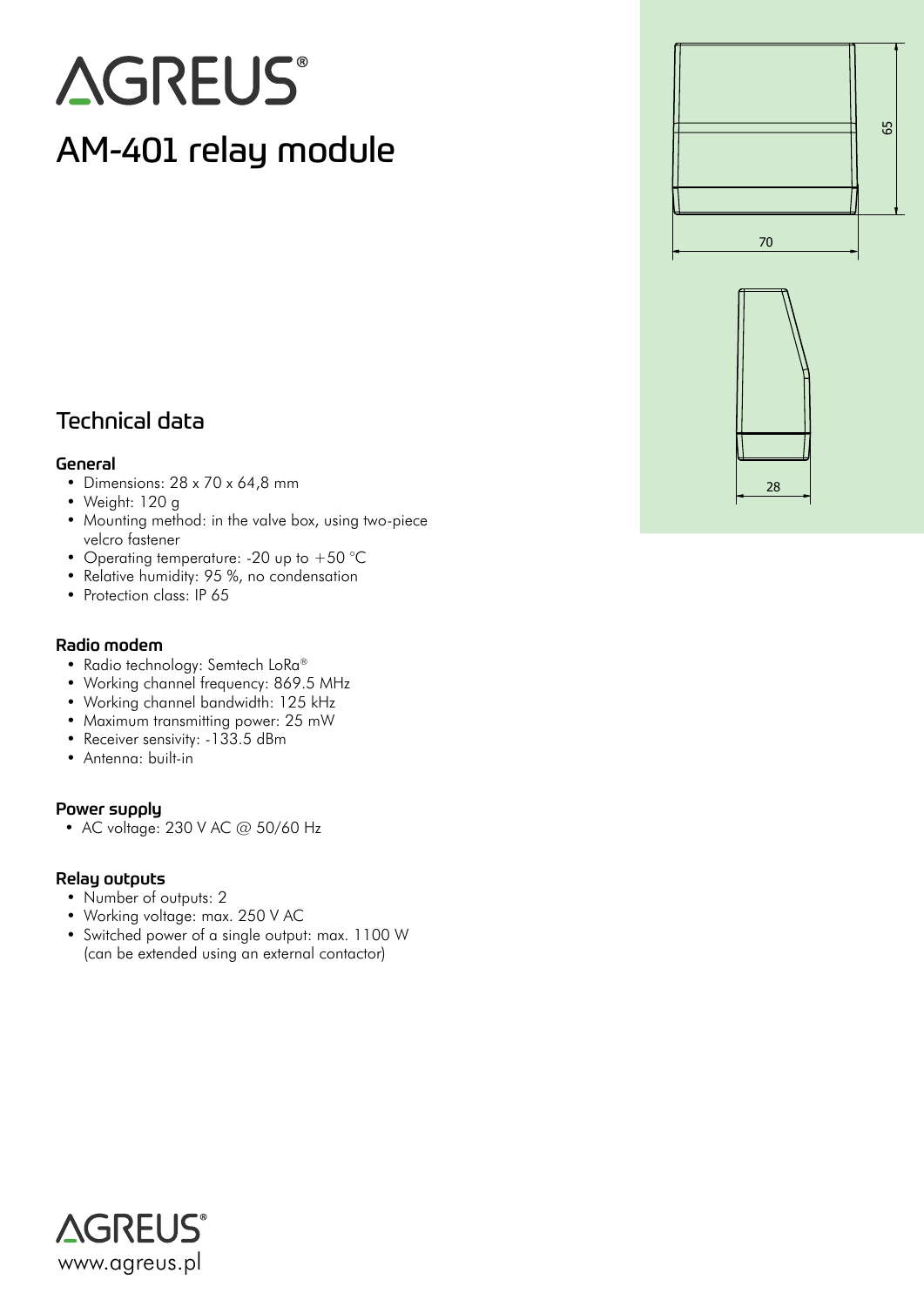# AGREUS®

# AM-401 relay module

70

65

28

## Technical data

### General

- Dimensions: 28 x 70 x 64,8 mm
- Weight: 120 g
- Mounting method: in the valve box, using two-piece velcro fastener
- Operating temperature: -20 up to +50 °C
- Relative humidity: 95 %, no condensation
- Protection class: IP 65

### Radio modem

- Radio technology: Semtech LoRa®
- Working channel frequency: 869.5 MHz
- Working channel bandwidth: 125 kHz
- Maximum transmitting power: 25 mW
- Receiver sensivity: -133.5 dBm
- Antenna: built-in

### Power supply

- AC voltage: 230 V AC @ 50/60 Hz

### Relay outputs

- Number of outputs: 2
- Working voltage: max. 250 V AC
- Switched power of a single output: max. 1100 W (can be extended using an external contactor)

AGREUS®
www.agreus.pl